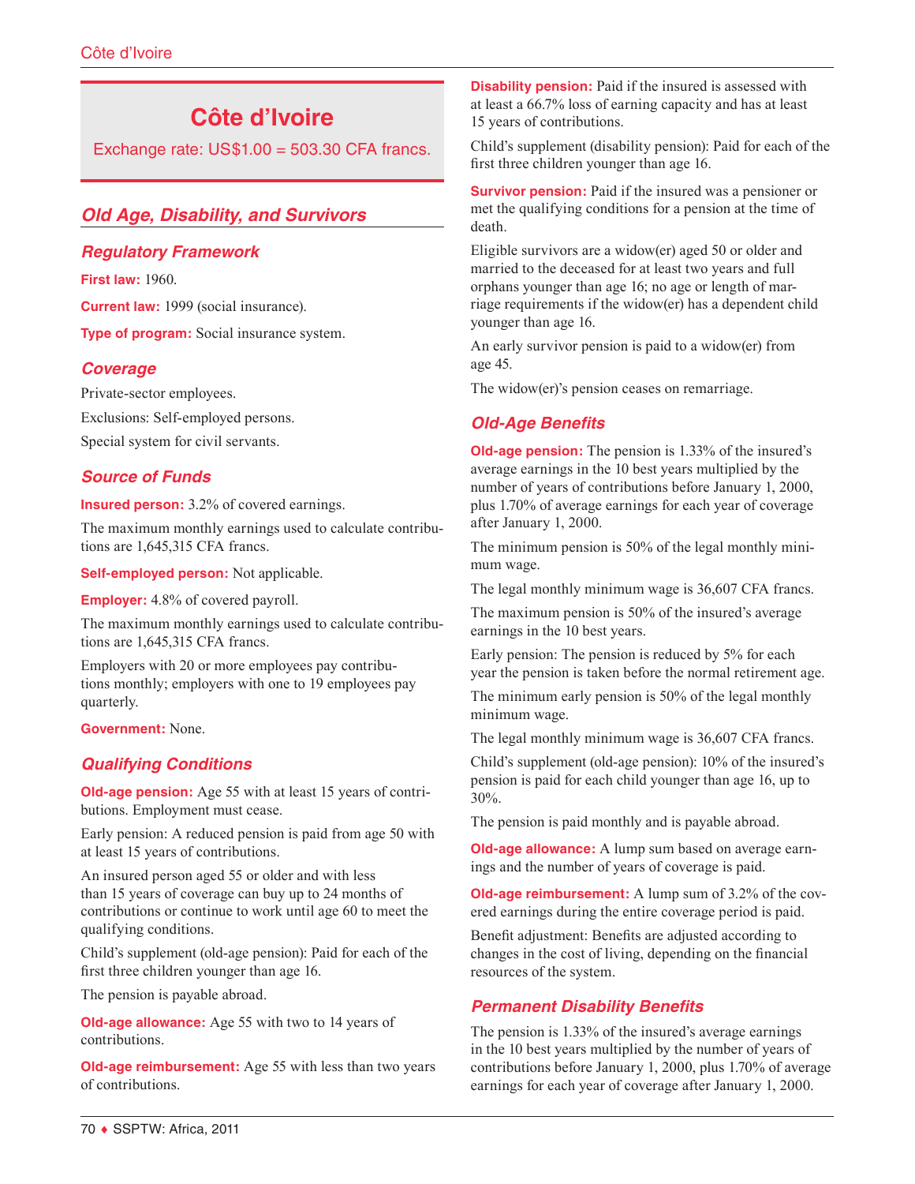# Côte d'Ivoire

Exchange rate: US$1.00 = 503.30 CFA francs.

## Old Age, Disability, and Survivors

### Regulatory Framework

**First law:** 1960.

**Current law:** 1999 (social insurance).

**Type of program:** Social insurance system.

### Coverage

Private-sector employees.

Exclusions: Self-employed persons.

Special system for civil servants.

### Source of Funds

**Insured person:** 3.2% of covered earnings.

The maximum monthly earnings used to calculate contributions are 1,645,315 CFA francs.

**Self-employed person:** Not applicable.

**Employer:** 4.8% of covered payroll.

The maximum monthly earnings used to calculate contributions are 1,645,315 CFA francs.

Employers with 20 or more employees pay contributions monthly; employers with one to 19 employees pay quarterly.

**Government:** None.

### Qualifying Conditions

**Old-age pension:** Age 55 with at least 15 years of contributions. Employment must cease.

Early pension: A reduced pension is paid from age 50 with at least 15 years of contributions.

An insured person aged 55 or older and with less than 15 years of coverage can buy up to 24 months of contributions or continue to work until age 60 to meet the qualifying conditions.

Child's supplement (old-age pension): Paid for each of the first three children younger than age 16.

The pension is payable abroad.

**Old-age allowance:** Age 55 with two to 14 years of contributions.

**Old-age reimbursement:** Age 55 with less than two years of contributions.

**Disability pension:** Paid if the insured is assessed with at least a 66.7% loss of earning capacity and has at least 15 years of contributions.

Child's supplement (disability pension): Paid for each of the first three children younger than age 16.

**Survivor pension:** Paid if the insured was a pensioner or met the qualifying conditions for a pension at the time of death.

Eligible survivors are a widow(er) aged 50 or older and married to the deceased for at least two years and full orphans younger than age 16; no age or length of marriage requirements if the widow(er) has a dependent child younger than age 16.

An early survivor pension is paid to a widow(er) from age 45.

The widow(er)'s pension ceases on remarriage.

### Old-Age Benefits

**Old-age pension:** The pension is 1.33% of the insured's average earnings in the 10 best years multiplied by the number of years of contributions before January 1, 2000, plus 1.70% of average earnings for each year of coverage after January 1, 2000.

The minimum pension is 50% of the legal monthly minimum wage.

The legal monthly minimum wage is 36,607 CFA francs.

The maximum pension is 50% of the insured's average earnings in the 10 best years.

Early pension: The pension is reduced by 5% for each year the pension is taken before the normal retirement age.

The minimum early pension is 50% of the legal monthly minimum wage.

The legal monthly minimum wage is 36,607 CFA francs.

Child's supplement (old-age pension): 10% of the insured's pension is paid for each child younger than age 16, up to 30%.

The pension is paid monthly and is payable abroad.

**Old-age allowance:** A lump sum based on average earnings and the number of years of coverage is paid.

**Old-age reimbursement:** A lump sum of 3.2% of the covered earnings during the entire coverage period is paid.

Benefit adjustment: Benefits are adjusted according to changes in the cost of living, depending on the financial resources of the system.

### Permanent Disability Benefits

The pension is 1.33% of the insured's average earnings in the 10 best years multiplied by the number of years of contributions before January 1, 2000, plus 1.70% of average earnings for each year of coverage after January 1, 2000.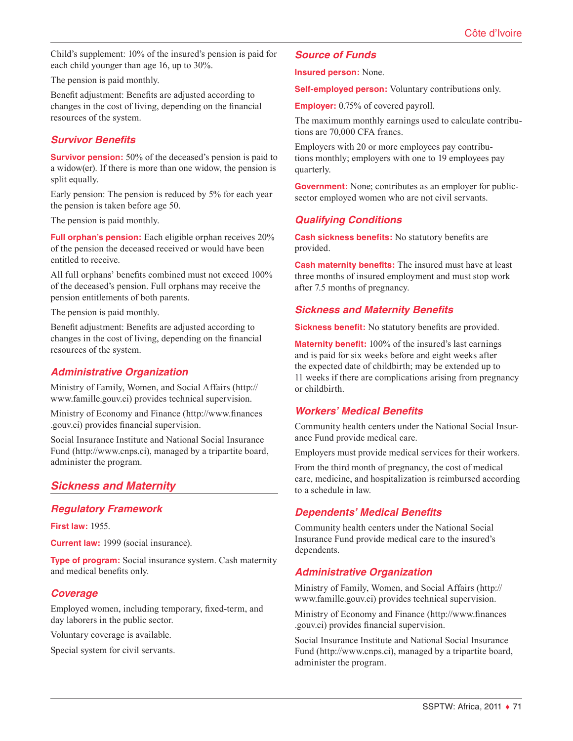Child's supplement: 10% of the insured's pension is paid for each child younger than age 16, up to 30%.

The pension is paid monthly.

Benefit adjustment: Benefits are adjusted according to changes in the cost of living, depending on the financial resources of the system.

### Survivor Benefits

**Survivor pension:** 50% of the deceased's pension is paid to a widow(er). If there is more than one widow, the pension is split equally.

Early pension: The pension is reduced by 5% for each year the pension is taken before age 50.

The pension is paid monthly.

**Full orphan's pension:** Each eligible orphan receives 20% of the pension the deceased received or would have been entitled to receive.

All full orphans' benefits combined must not exceed 100% of the deceased's pension. Full orphans may receive the pension entitlements of both parents.

The pension is paid monthly.

Benefit adjustment: Benefits are adjusted according to changes in the cost of living, depending on the financial resources of the system.

### Administrative Organization

Ministry of Family, Women, and Social Affairs (http://www.famille.gouv.ci) provides technical supervision.

Ministry of Economy and Finance (http://www.finances.gouv.ci) provides financial supervision.

Social Insurance Institute and National Social Insurance Fund (http://www.cnps.ci), managed by a tripartite board, administer the program.

## Sickness and Maternity

### Regulatory Framework

**First law:** 1955.

**Current law:** 1999 (social insurance).

**Type of program:** Social insurance system. Cash maternity and medical benefits only.

### Coverage

Employed women, including temporary, fixed-term, and day laborers in the public sector.

Voluntary coverage is available.

Special system for civil servants.

### Source of Funds

**Insured person:** None.

**Self-employed person:** Voluntary contributions only.

**Employer:** 0.75% of covered payroll.

The maximum monthly earnings used to calculate contributions are 70,000 CFA francs.

Employers with 20 or more employees pay contributions monthly; employers with one to 19 employees pay quarterly.

**Government:** None; contributes as an employer for public-sector employed women who are not civil servants.

### Qualifying Conditions

**Cash sickness benefits:** No statutory benefits are provided.

**Cash maternity benefits:** The insured must have at least three months of insured employment and must stop work after 7.5 months of pregnancy.

### Sickness and Maternity Benefits

**Sickness benefit:** No statutory benefits are provided.

**Maternity benefit:** 100% of the insured's last earnings and is paid for six weeks before and eight weeks after the expected date of childbirth; may be extended up to 11 weeks if there are complications arising from pregnancy or childbirth.

### Workers' Medical Benefits

Community health centers under the National Social Insurance Fund provide medical care.

Employers must provide medical services for their workers.

From the third month of pregnancy, the cost of medical care, medicine, and hospitalization is reimbursed according to a schedule in law.

### Dependents' Medical Benefits

Community health centers under the National Social Insurance Fund provide medical care to the insured's dependents.

### Administrative Organization

Ministry of Family, Women, and Social Affairs (http://www.famille.gouv.ci) provides technical supervision.

Ministry of Economy and Finance (http://www.finances.gouv.ci) provides financial supervision.

Social Insurance Institute and National Social Insurance Fund (http://www.cnps.ci), managed by a tripartite board, administer the program.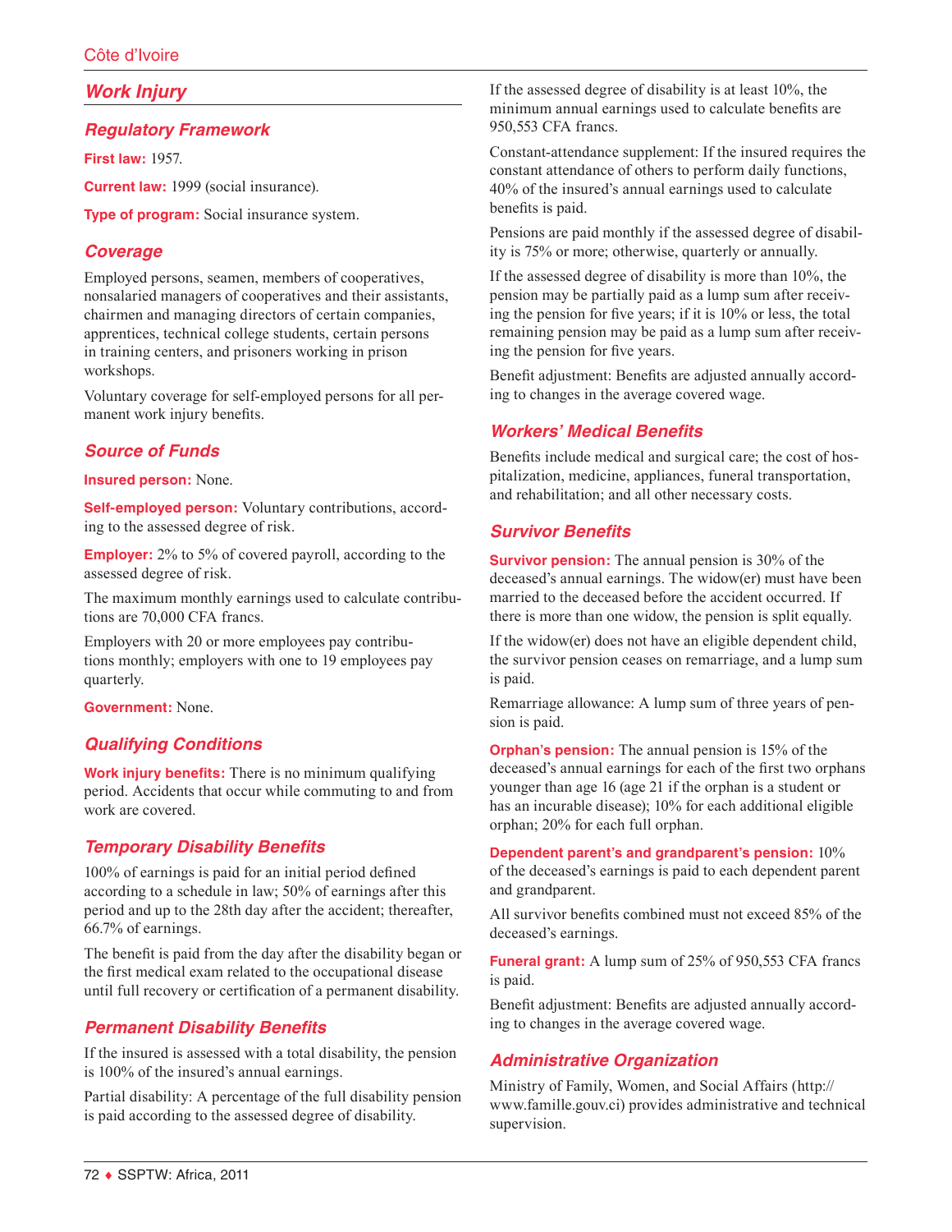## Work Injury

### Regulatory Framework

**First law:** 1957.

**Current law:** 1999 (social insurance).

**Type of program:** Social insurance system.

### Coverage

Employed persons, seamen, members of cooperatives, nonsalaried managers of cooperatives and their assistants, chairmen and managing directors of certain companies, apprentices, technical college students, certain persons in training centers, and prisoners working in prison workshops.

Voluntary coverage for self-employed persons for all permanent work injury benefits.

### Source of Funds

**Insured person:** None.

**Self-employed person:** Voluntary contributions, according to the assessed degree of risk.

**Employer:** 2% to 5% of covered payroll, according to the assessed degree of risk.

The maximum monthly earnings used to calculate contributions are 70,000 CFA francs.

Employers with 20 or more employees pay contributions monthly; employers with one to 19 employees pay quarterly.

**Government:** None.

### Qualifying Conditions

**Work injury benefits:** There is no minimum qualifying period. Accidents that occur while commuting to and from work are covered.

### Temporary Disability Benefits

100% of earnings is paid for an initial period defined according to a schedule in law; 50% of earnings after this period and up to the 28th day after the accident; thereafter, 66.7% of earnings.

The benefit is paid from the day after the disability began or the first medical exam related to the occupational disease until full recovery or certification of a permanent disability.

### Permanent Disability Benefits

If the insured is assessed with a total disability, the pension is 100% of the insured's annual earnings.

Partial disability: A percentage of the full disability pension is paid according to the assessed degree of disability.

If the assessed degree of disability is at least 10%, the minimum annual earnings used to calculate benefits are 950,553 CFA francs.

Constant-attendance supplement: If the insured requires the constant attendance of others to perform daily functions, 40% of the insured's annual earnings used to calculate benefits is paid.

Pensions are paid monthly if the assessed degree of disability is 75% or more; otherwise, quarterly or annually.

If the assessed degree of disability is more than 10%, the pension may be partially paid as a lump sum after receiving the pension for five years; if it is 10% or less, the total remaining pension may be paid as a lump sum after receiving the pension for five years.

Benefit adjustment: Benefits are adjusted annually according to changes in the average covered wage.

### Workers' Medical Benefits

Benefits include medical and surgical care; the cost of hospitalization, medicine, appliances, funeral transportation, and rehabilitation; and all other necessary costs.

### Survivor Benefits

**Survivor pension:** The annual pension is 30% of the deceased's annual earnings. The widow(er) must have been married to the deceased before the accident occurred. If there is more than one widow, the pension is split equally.

If the widow(er) does not have an eligible dependent child, the survivor pension ceases on remarriage, and a lump sum is paid.

Remarriage allowance: A lump sum of three years of pension is paid.

**Orphan's pension:** The annual pension is 15% of the deceased's annual earnings for each of the first two orphans younger than age 16 (age 21 if the orphan is a student or has an incurable disease); 10% for each additional eligible orphan; 20% for each full orphan.

**Dependent parent's and grandparent's pension:** 10% of the deceased's earnings is paid to each dependent parent and grandparent.

All survivor benefits combined must not exceed 85% of the deceased's earnings.

**Funeral grant:** A lump sum of 25% of 950,553 CFA francs is paid.

Benefit adjustment: Benefits are adjusted annually according to changes in the average covered wage.

### Administrative Organization

Ministry of Family, Women, and Social Affairs (http://www.famille.gouv.ci) provides administrative and technical supervision.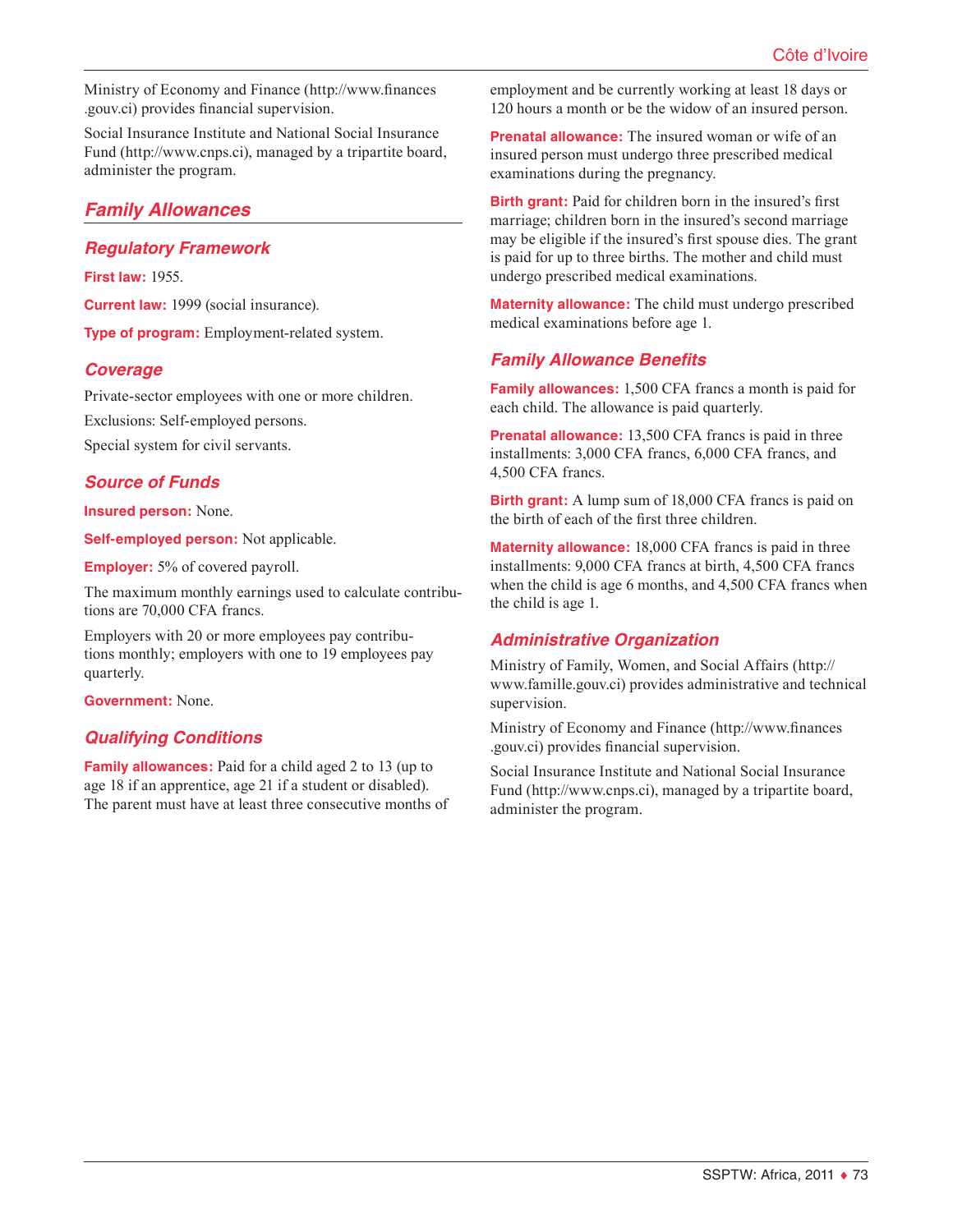Ministry of Economy and Finance (http://www.finances.gouv.ci) provides financial supervision.

Social Insurance Institute and National Social Insurance Fund (http://www.cnps.ci), managed by a tripartite board, administer the program.

## Family Allowances

### Regulatory Framework

**First law:** 1955.

**Current law:** 1999 (social insurance).

**Type of program:** Employment-related system.

### Coverage

Private-sector employees with one or more children.

Exclusions: Self-employed persons.

Special system for civil servants.

### Source of Funds

**Insured person:** None.

**Self-employed person:** Not applicable.

**Employer:** 5% of covered payroll.

The maximum monthly earnings used to calculate contributions are 70,000 CFA francs.

Employers with 20 or more employees pay contributions monthly; employers with one to 19 employees pay quarterly.

**Government:** None.

### Qualifying Conditions

**Family allowances:** Paid for a child aged 2 to 13 (up to age 18 if an apprentice, age 21 if a student or disabled). The parent must have at least three consecutive months of employment and be currently working at least 18 days or 120 hours a month or be the widow of an insured person.

**Prenatal allowance:** The insured woman or wife of an insured person must undergo three prescribed medical examinations during the pregnancy.

**Birth grant:** Paid for children born in the insured's first marriage; children born in the insured's second marriage may be eligible if the insured's first spouse dies. The grant is paid for up to three births. The mother and child must undergo prescribed medical examinations.

**Maternity allowance:** The child must undergo prescribed medical examinations before age 1.

### Family Allowance Benefits

**Family allowances:** 1,500 CFA francs a month is paid for each child. The allowance is paid quarterly.

**Prenatal allowance:** 13,500 CFA francs is paid in three installments: 3,000 CFA francs, 6,000 CFA francs, and 4,500 CFA francs.

**Birth grant:** A lump sum of 18,000 CFA francs is paid on the birth of each of the first three children.

**Maternity allowance:** 18,000 CFA francs is paid in three installments: 9,000 CFA francs at birth, 4,500 CFA francs when the child is age 6 months, and 4,500 CFA francs when the child is age 1.

### Administrative Organization

Ministry of Family, Women, and Social Affairs (http://www.famille.gouv.ci) provides administrative and technical supervision.

Ministry of Economy and Finance (http://www.finances.gouv.ci) provides financial supervision.

Social Insurance Institute and National Social Insurance Fund (http://www.cnps.ci), managed by a tripartite board, administer the program.